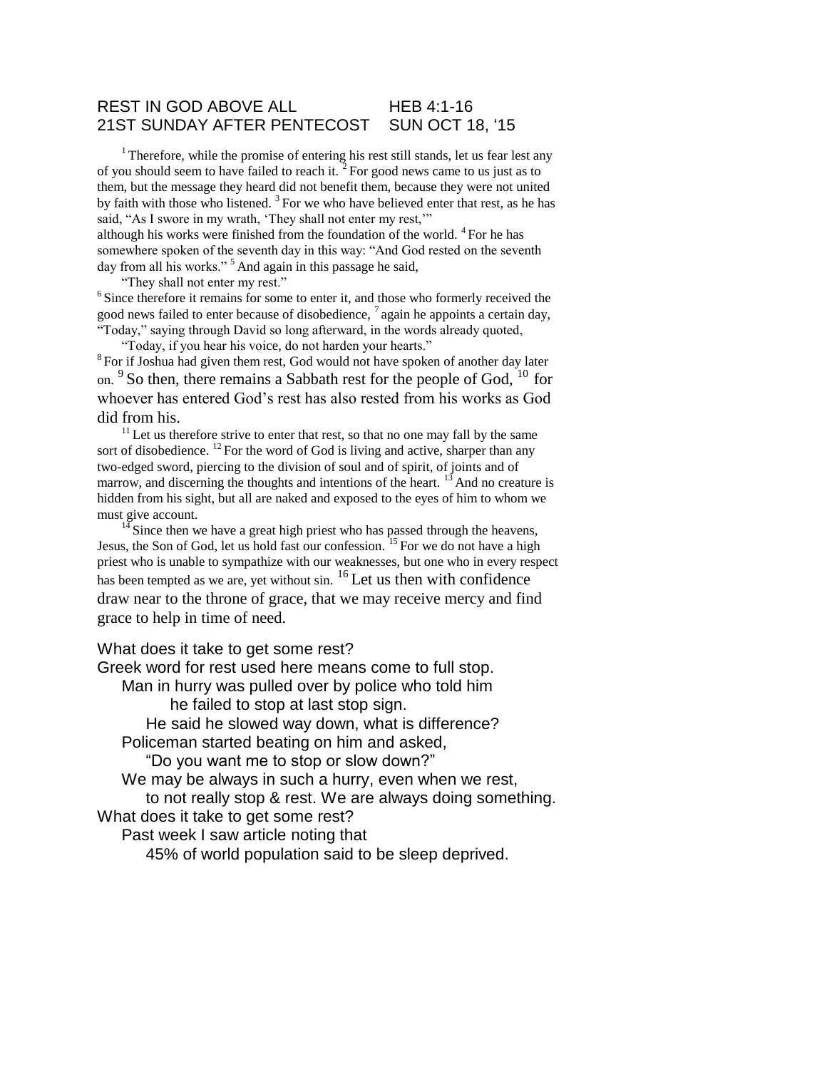REST IN GOD ABOVE ALL HEB 4:1-16
21ST SUNDAY AFTER PENTECOST SUN OCT 18, '15

[1] Therefore, while the promise of entering his rest still stands, let us fear lest any of you should seem to have failed to reach it. [2] For good news came to us just as to them, but the message they heard did not benefit them, because they were not united by faith with those who listened. [3] For we who have believed enter that rest, as he has said, "As I swore in my wrath, 'They shall not enter my rest,'" although his works were finished from the foundation of the world. [4] For he has somewhere spoken of the seventh day in this way: "And God rested on the seventh day from all his works." [5] And again in this passage he said,

"They shall not enter my rest."

[6] Since therefore it remains for some to enter it, and those who formerly received the good news failed to enter because of disobedience, [7] again he appoints a certain day, "Today," saying through David so long afterward, in the words already quoted,

"Today, if you hear his voice, do not harden your hearts."

[8] For if Joshua had given them rest, God would not have spoken of another day later on. [9] So then, there remains a Sabbath rest for the people of God, [10] for whoever has entered God's rest has also rested from his works as God did from his.

[11] Let us therefore strive to enter that rest, so that no one may fall by the same sort of disobedience. [12] For the word of God is living and active, sharper than any two-edged sword, piercing to the division of soul and of spirit, of joints and of marrow, and discerning the thoughts and intentions of the heart. [13] And no creature is hidden from his sight, but all are naked and exposed to the eyes of him to whom we must give account.

[14] Since then we have a great high priest who has passed through the heavens, Jesus, the Son of God, let us hold fast our confession. [15] For we do not have a high priest who is unable to sympathize with our weaknesses, but one who in every respect has been tempted as we are, yet without sin. [16] Let us then with confidence draw near to the throne of grace, that we may receive mercy and find grace to help in time of need.

What does it take to get some rest?
Greek word for rest used here means come to full stop.
  Man in hurry was pulled over by police who told him
    he failed to stop at last stop sign.
   He said he slowed way down, what is difference?
  Policeman started beating on him and asked,
   "Do you want me to stop or slow down?"
  We may be always in such a hurry, even when we rest,
   to not really stop & rest. We are always doing something.
What does it take to get some rest?
  Past week I saw article noting that
   45% of world population said to be sleep deprived.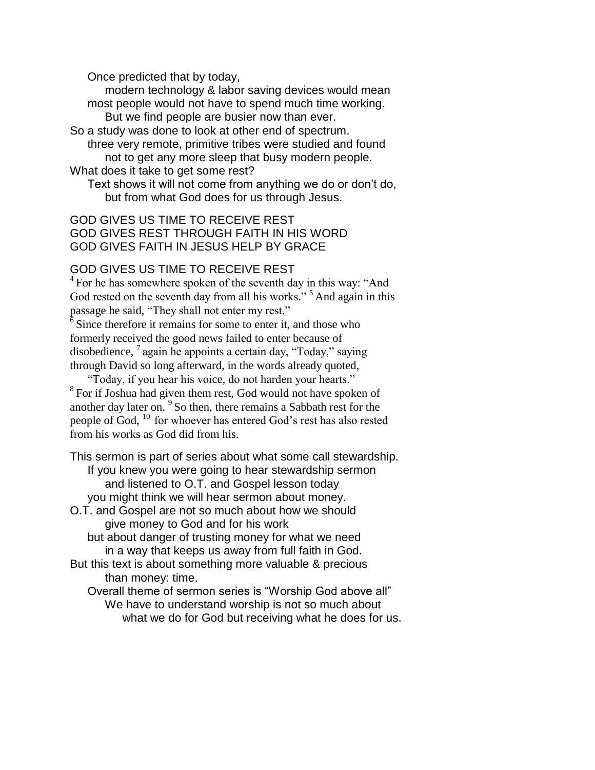Once predicted that by today,

modern technology & labor saving devices would mean

most people would not have to spend much time working.

But we find people are busier now than ever.

So a study was done to look at other end of spectrum.

three very remote, primitive tribes were studied and found

not to get any more sleep that busy modern people.

What does it take to get some rest?

Text shows it will not come from anything we do or don't do,

but from what God does for us through Jesus.

GOD GIVES US TIME TO RECEIVE REST
GOD GIVES REST THROUGH FAITH IN HIS WORD
GOD GIVES FAITH IN JESUS HELP BY GRACE

GOD GIVES US TIME TO RECEIVE REST

[4] For he has somewhere spoken of the seventh day in this way: "And God rested on the seventh day from all his works." [5] And again in this passage he said, "They shall not enter my rest."

[6] Since therefore it remains for some to enter it, and those who formerly received the good news failed to enter because of disobedience, [7] again he appoints a certain day, "Today," saying through David so long afterward, in the words already quoted,

"Today, if you hear his voice, do not harden your hearts."

[8] For if Joshua had given them rest, God would not have spoken of another day later on. [9] So then, there remains a Sabbath rest for the people of God, [10] for whoever has entered God's rest has also rested from his works as God did from his.

This sermon is part of series about what some call stewardship.

If you knew you were going to hear stewardship sermon

and listened to O.T. and Gospel lesson today

you might think we will hear sermon about money.

O.T. and Gospel are not so much about how we should

give money to God and for his work

but about danger of trusting money for what we need

in a way that keeps us away from full faith in God.

But this text is about something more valuable & precious

than money: time.

Overall theme of sermon series is "Worship God above all"

We have to understand worship is not so much about

what we do for God but receiving what he does for us.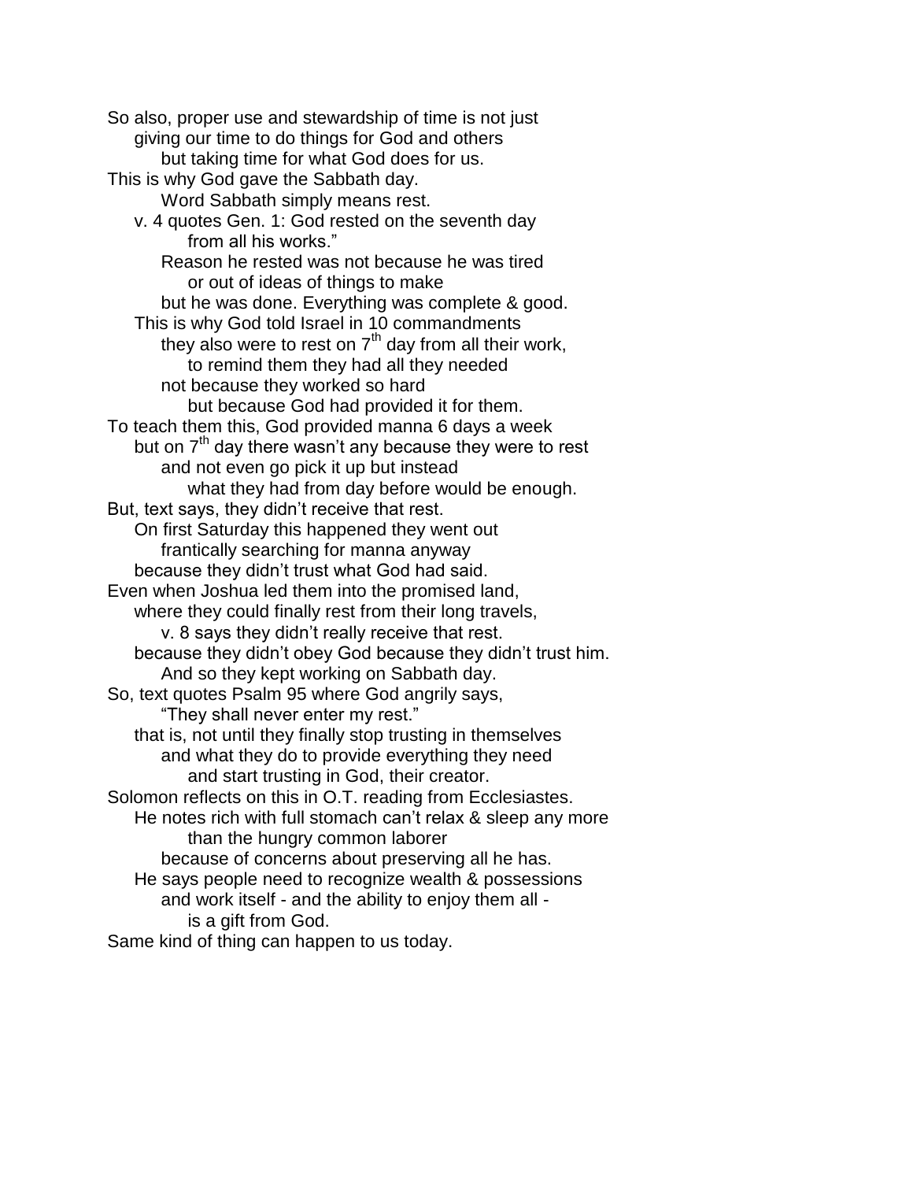So also, proper use and stewardship of time is not just
giving our time to do things for God and others
but taking time for what God does for us.
This is why God gave the Sabbath day.
Word Sabbath simply means rest.
v. 4 quotes Gen. 1: God rested on the seventh day
from all his works."
Reason he rested was not because he was tired
or out of ideas of things to make
but he was done. Everything was complete & good.
This is why God told Israel in 10 commandments
they also were to rest on $7^{th}$ day from all their work,
to remind them they had all they needed
not because they worked so hard
but because God had provided it for them.
To teach them this, God provided manna 6 days a week
but on $7^{th}$ day there wasn't any because they were to rest
and not even go pick it up but instead
what they had from day before would be enough.
But, text says, they didn't receive that rest.
On first Saturday this happened they went out
frantically searching for manna anyway
because they didn't trust what God had said.
Even when Joshua led them into the promised land,
where they could finally rest from their long travels,
v. 8 says they didn't really receive that rest.
because they didn't obey God because they didn't trust him.
And so they kept working on Sabbath day.
So, text quotes Psalm 95 where God angrily says,
"They shall never enter my rest."
that is, not until they finally stop trusting in themselves
and what they do to provide everything they need
and start trusting in God, their creator.
Solomon reflects on this in O.T. reading from Ecclesiastes.
He notes rich with full stomach can't relax & sleep any more
than the hungry common laborer
because of concerns about preserving all he has.
He says people need to recognize wealth & possessions
and work itself - and the ability to enjoy them all -
is a gift from God.
Same kind of thing can happen to us today.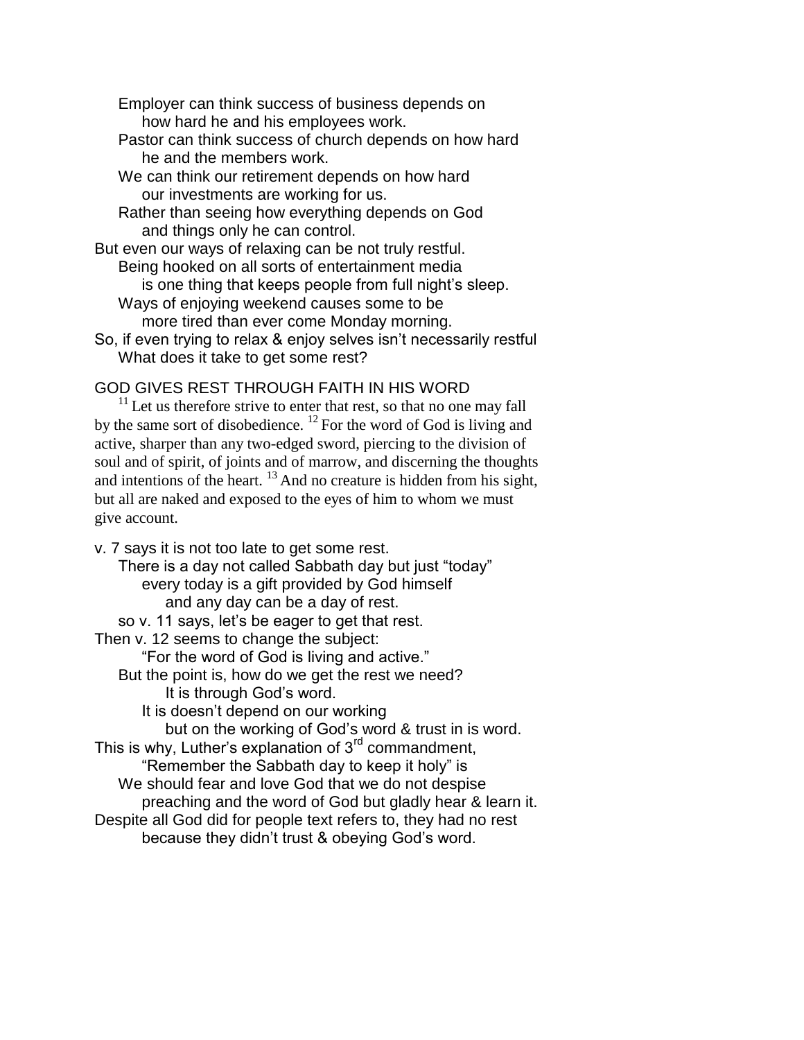Employer can think success of business depends on
    how hard he and his employees work.
Pastor can think success of church depends on how hard
    he and the members work.
We can think our retirement depends on how hard
    our investments are working for us.
Rather than seeing how everything depends on God
    and things only he can control.

But even our ways of relaxing can be not truly restful.
    Being hooked on all sorts of entertainment media
        is one thing that keeps people from full night's sleep.
    Ways of enjoying weekend causes some to be
        more tired than ever come Monday morning.

So, if even trying to relax & enjoy selves isn't necessarily restful
    What does it take to get some rest?

GOD GIVES REST THROUGH FAITH IN HIS WORD

[11] Let us therefore strive to enter that rest, so that no one may fall by the same sort of disobedience. [12] For the word of God is living and active, sharper than any two-edged sword, piercing to the division of soul and of spirit, of joints and of marrow, and discerning the thoughts and intentions of the heart. [13] And no creature is hidden from his sight, but all are naked and exposed to the eyes of him to whom we must give account.

v. 7 says it is not too late to get some rest.
    There is a day not called Sabbath day but just "today"
        every today is a gift provided by God himself
            and any day can be a day of rest.
    so v. 11 says, let's be eager to get that rest.

Then v. 12 seems to change the subject:
        "For the word of God is living and active."
    But the point is, how do we get the rest we need?
            It is through God's word.
        It is doesn't depend on our working
            but on the working of God's word & trust in is word.

This is why, Luther's explanation of 3rd commandment,
        "Remember the Sabbath day to keep it holy" is
    We should fear and love God that we do not despise
        preaching and the word of God but gladly hear & learn it.

Despite all God did for people text refers to, they had no rest
        because they didn't trust & obeying God's word.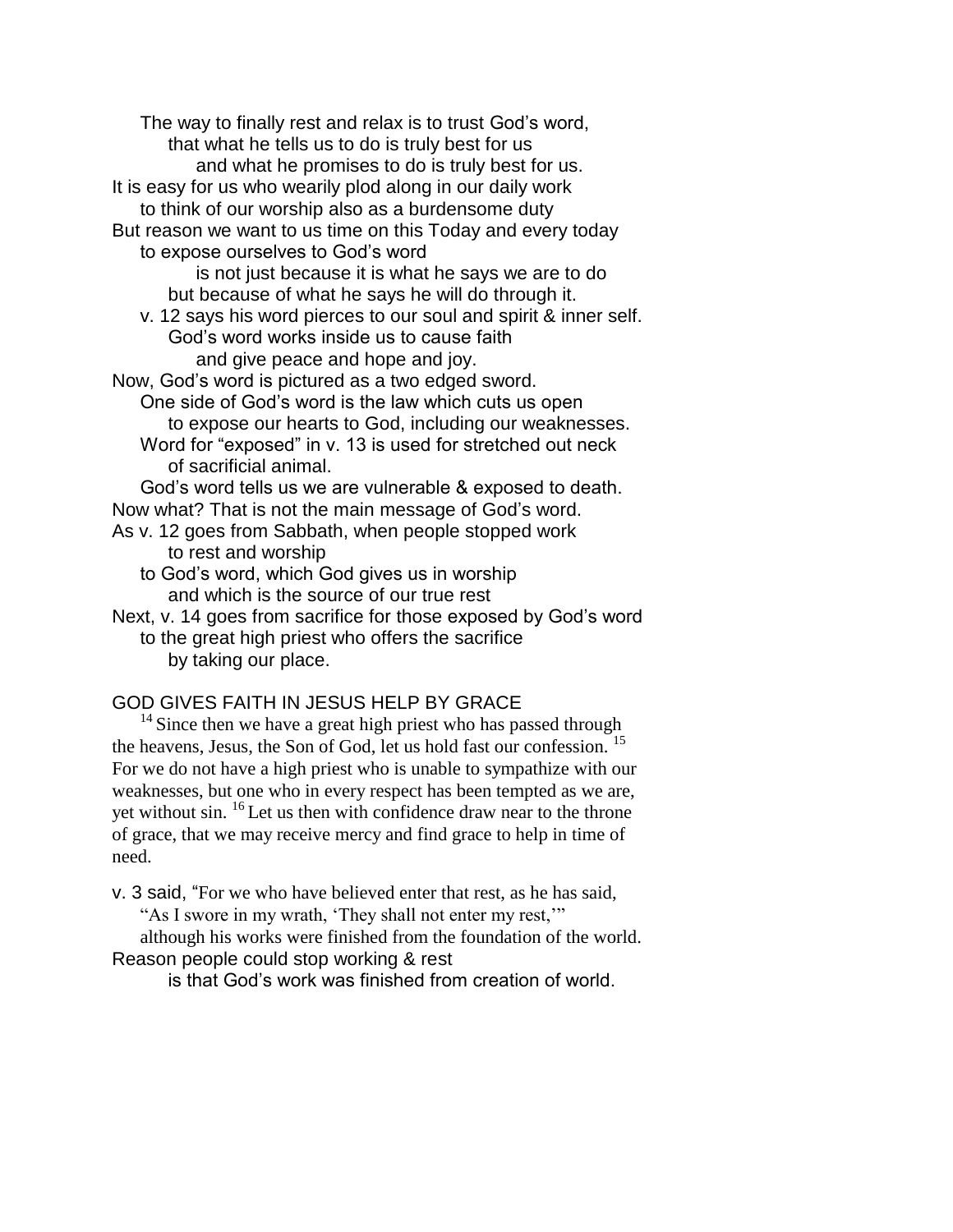The way to finally rest and relax is to trust God's word,
that what he tells us to do is truly best for us
and what he promises to do is truly best for us.
It is easy for us who wearily plod along in our daily work
to think of our worship also as a burdensome duty
But reason we want to us time on this Today and every today
to expose ourselves to God's word
is not just because it is what he says we are to do
but because of what he says he will do through it.
v. 12 says his word pierces to our soul and spirit & inner self.
God's word works inside us to cause faith
and give peace and hope and joy.
Now, God's word is pictured as a two edged sword.
One side of God's word is the law which cuts us open
to expose our hearts to God, including our weaknesses.
Word for "exposed" in v. 13 is used for stretched out neck
of sacrificial animal.
God's word tells us we are vulnerable & exposed to death.
Now what? That is not the main message of God's word.
As v. 12 goes from Sabbath, when people stopped work
to rest and worship
to God's word, which God gives us in worship
and which is the source of our true rest
Next, v. 14 goes from sacrifice for those exposed by God's word
to the great high priest who offers the sacrifice
by taking our place.

GOD GIVES FAITH IN JESUS HELP BY GRACE

[14] Since then we have a great high priest who has passed through the heavens, Jesus, the Son of God, let us hold fast our confession. [15] For we do not have a high priest who is unable to sympathize with our weaknesses, but one who in every respect has been tempted as we are, yet without sin. [16] Let us then with confidence draw near to the throne of grace, that we may receive mercy and find grace to help in time of need.

v. 3 said, "For we who have believed enter that rest, as he has said,
"As I swore in my wrath, 'They shall not enter my rest,'"
although his works were finished from the foundation of the world.
Reason people could stop working & rest
is that God's work was finished from creation of world.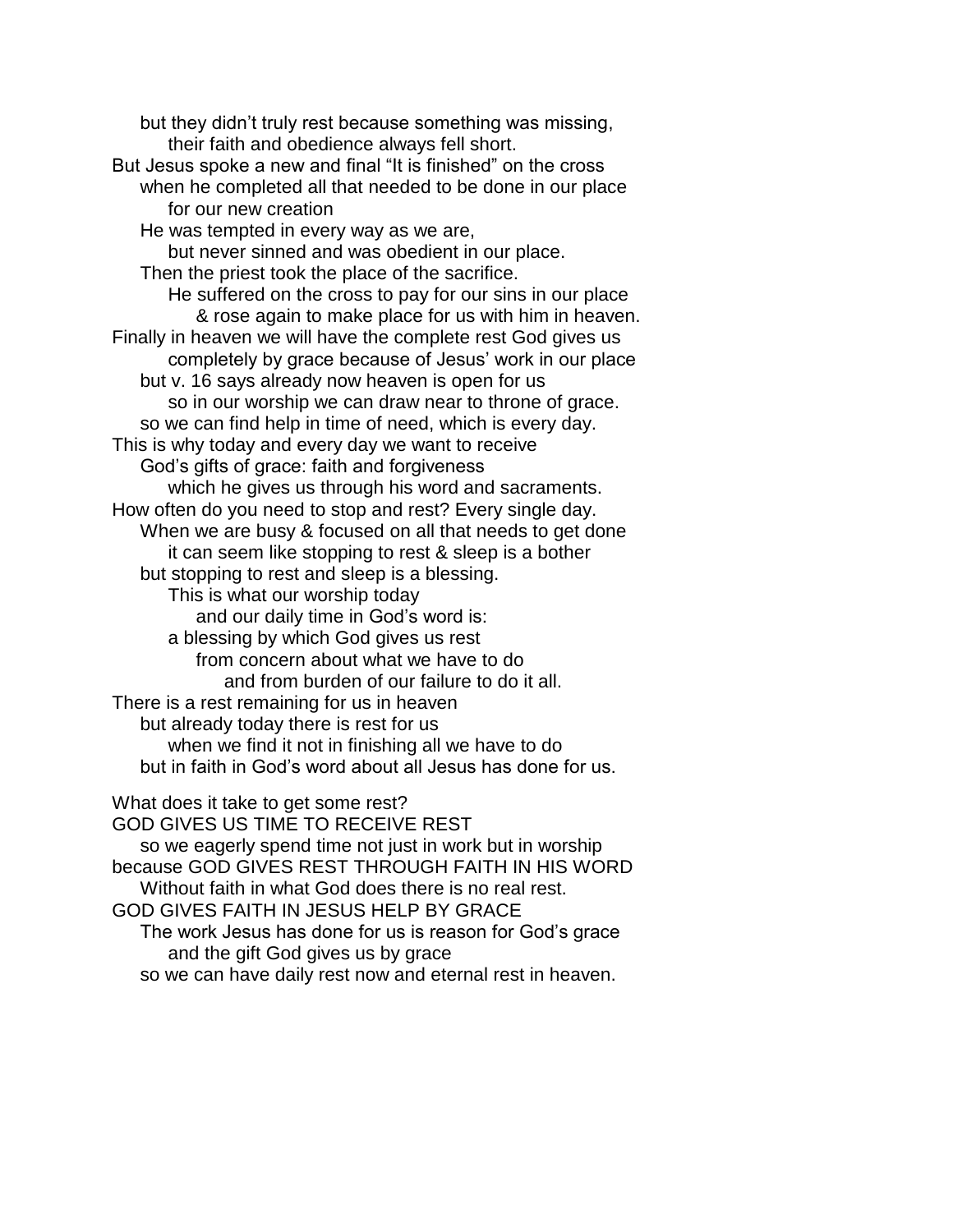but they didn't truly rest because something was missing,
their faith and obedience always fell short.
But Jesus spoke a new and final "It is finished" on the cross
when he completed all that needed to be done in our place
for our new creation
He was tempted in every way as we are,
but never sinned and was obedient in our place.
Then the priest took the place of the sacrifice.
He suffered on the cross to pay for our sins in our place
& rose again to make place for us with him in heaven.
Finally in heaven we will have the complete rest God gives us
completely by grace because of Jesus' work in our place
but v. 16 says already now heaven is open for us
so in our worship we can draw near to throne of grace.
so we can find help in time of need, which is every day.
This is why today and every day we want to receive
God's gifts of grace: faith and forgiveness
which he gives us through his word and sacraments.
How often do you need to stop and rest? Every single day.
When we are busy & focused on all that needs to get done
it can seem like stopping to rest & sleep is a bother
but stopping to rest and sleep is a blessing.
This is what our worship today
and our daily time in God's word is:
a blessing by which God gives us rest
from concern about what we have to do
and from burden of our failure to do it all.
There is a rest remaining for us in heaven
but already today there is rest for us
when we find it not in finishing all we have to do
but in faith in God's word about all Jesus has done for us.

What does it take to get some rest?
GOD GIVES US TIME TO RECEIVE REST
so we eagerly spend time not just in work but in worship
because GOD GIVES REST THROUGH FAITH IN HIS WORD
Without faith in what God does there is no real rest.
GOD GIVES FAITH IN JESUS HELP BY GRACE
The work Jesus has done for us is reason for God's grace
and the gift God gives us by grace
so we can have daily rest now and eternal rest in heaven.